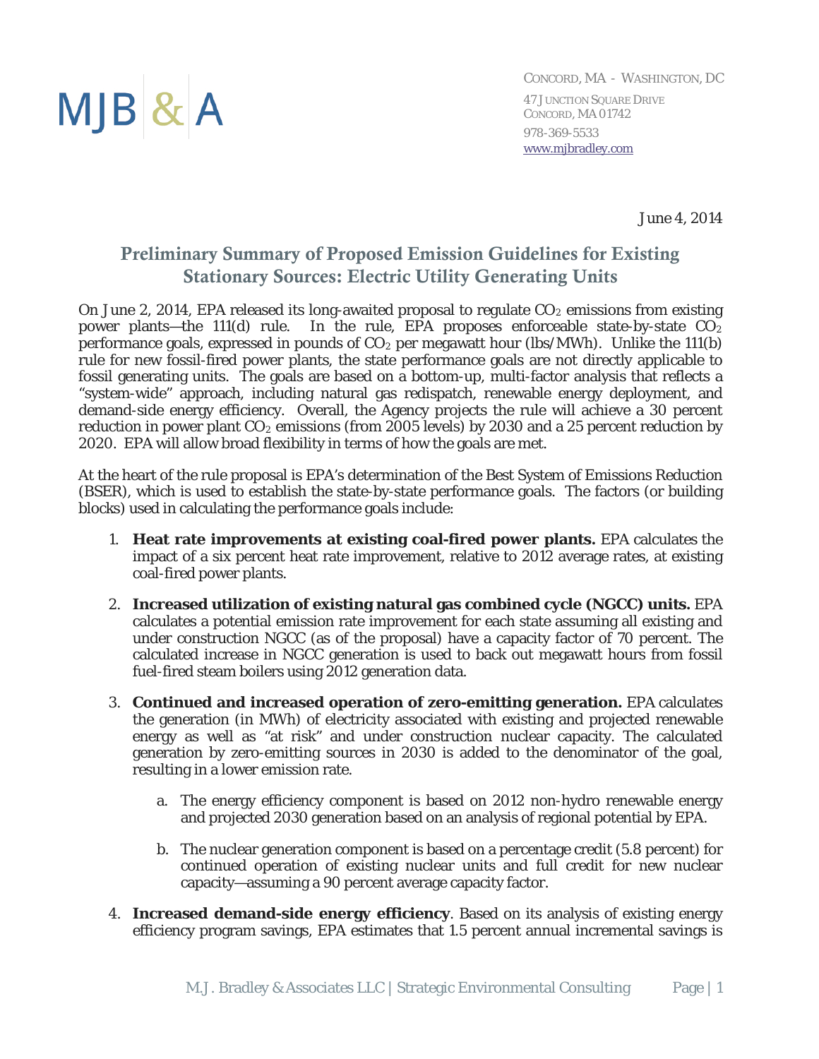MJB & A

CONCORD, MA - WASHINGTON, DC
47 JUNCTION SQUARE DRIVE
CONCORD, MA 01742
978-369-5533
www.mjbradley.com

June 4, 2014

# Preliminary Summary of Proposed Emission Guidelines for Existing Stationary Sources: Electric Utility Generating Units

On June 2, 2014, EPA released its long-awaited proposal to regulate $CO_2$ emissions from existing power plants—the 111(d) rule. In the rule, EPA proposes enforceable state-by-state $CO_2$ performance goals, expressed in pounds of $CO_2$ per megawatt hour (lbs/MWh). Unlike the 111(b) rule for new fossil-fired power plants, the state performance goals are not directly applicable to fossil generating units. The goals are based on a bottom-up, multi-factor analysis that reflects a "system-wide" approach, including natural gas redispatch, renewable energy deployment, and demand-side energy efficiency. Overall, the Agency projects the rule will achieve a 30 percent reduction in power plant $CO_2$ emissions (from 2005 levels) by 2030 and a 25 percent reduction by 2020. EPA will allow broad flexibility in terms of how the goals are met.

At the heart of the rule proposal is EPA's determination of the Best System of Emissions Reduction (BSER), which is used to establish the state-by-state performance goals. The factors (or building blocks) used in calculating the performance goals include:

1. **Heat rate improvements at existing coal-fired power plants.** EPA calculates the impact of a six percent heat rate improvement, relative to 2012 average rates, at existing coal-fired power plants.

2. **Increased utilization of existing natural gas combined cycle (NGCC) units.** EPA calculates a potential emission rate improvement for each state assuming all existing and under construction NGCC (as of the proposal) have a capacity factor of 70 percent. The calculated increase in NGCC generation is used to back out megawatt hours from fossil fuel-fired steam boilers using 2012 generation data.

3. **Continued and increased operation of zero-emitting generation.** EPA calculates the generation (in MWh) of electricity associated with existing and projected renewable energy as well as "at risk" and under construction nuclear capacity. The calculated generation by zero-emitting sources in 2030 is added to the denominator of the goal, resulting in a lower emission rate.

   a. The energy efficiency component is based on 2012 non-hydro renewable energy and projected 2030 generation based on an analysis of regional potential by EPA.

   b. The nuclear generation component is based on a percentage credit (5.8 percent) for continued operation of existing nuclear units and full credit for new nuclear capacity—assuming a 90 percent average capacity factor.

4. **Increased demand-side energy efficiency**. Based on its analysis of existing energy efficiency program savings, EPA estimates that 1.5 percent annual incremental savings is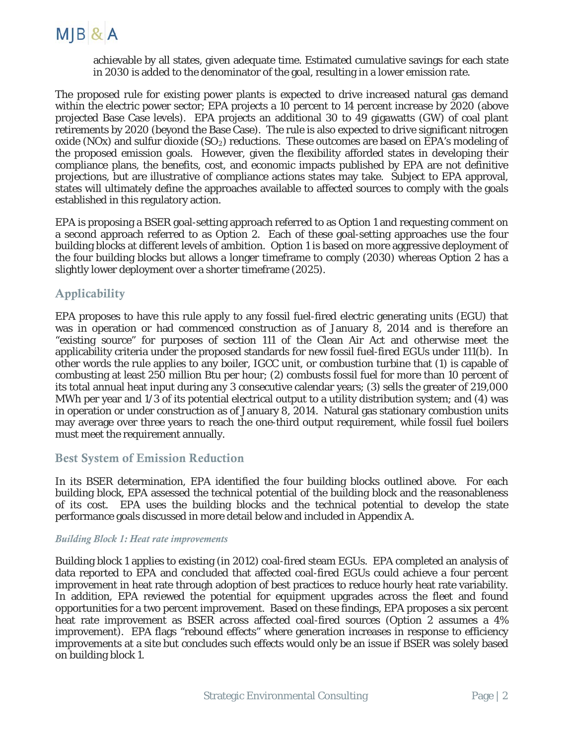achievable by all states, given adequate time. Estimated cumulative savings for each state in 2030 is added to the denominator of the goal, resulting in a lower emission rate.

The proposed rule for existing power plants is expected to drive increased natural gas demand within the electric power sector; EPA projects a 10 percent to 14 percent increase by 2020 (above projected Base Case levels). EPA projects an additional 30 to 49 gigawatts (GW) of coal plant retirements by 2020 (beyond the Base Case). The rule is also expected to drive significant nitrogen oxide (NOx) and sulfur dioxide ($SO_2$) reductions. These outcomes are based on EPA's modeling of the proposed emission goals. However, given the flexibility afforded states in developing their compliance plans, the benefits, cost, and economic impacts published by EPA are not definitive projections, but are illustrative of compliance actions states may take. Subject to EPA approval, states will ultimately define the approaches available to affected sources to comply with the goals established in this regulatory action.

EPA is proposing a BSER goal-setting approach referred to as Option 1 and requesting comment on a second approach referred to as Option 2. Each of these goal-setting approaches use the four building blocks at different levels of ambition. Option 1 is based on more aggressive deployment of the four building blocks but allows a longer timeframe to comply (2030) whereas Option 2 has a slightly lower deployment over a shorter timeframe (2025).

## Applicability

EPA proposes to have this rule apply to any fossil fuel-fired electric generating units (EGU) that was in operation or had commenced construction as of January 8, 2014 and is therefore an "existing source" for purposes of section 111 of the Clean Air Act and otherwise meet the applicability criteria under the proposed standards for new fossil fuel-fired EGUs under 111(b). In other words the rule applies to any boiler, IGCC unit, or combustion turbine that (1) is capable of combusting at least 250 million Btu per hour; (2) combusts fossil fuel for more than 10 percent of its total annual heat input during any 3 consecutive calendar years; (3) sells the greater of 219,000 MWh per year and 1/3 of its potential electrical output to a utility distribution system; and (4) was in operation or under construction as of January 8, 2014. Natural gas stationary combustion units may average over three years to reach the one-third output requirement, while fossil fuel boilers must meet the requirement annually.

## Best System of Emission Reduction

In its BSER determination, EPA identified the four building blocks outlined above. For each building block, EPA assessed the technical potential of the building block and the reasonableness of its cost. EPA uses the building blocks and the technical potential to develop the state performance goals discussed in more detail below and included in Appendix A.

### *Building Block 1: Heat rate improvements*

Building block 1 applies to existing (in 2012) coal-fired steam EGUs. EPA completed an analysis of data reported to EPA and concluded that affected coal-fired EGUs could achieve a four percent improvement in heat rate through adoption of best practices to reduce hourly heat rate variability. In addition, EPA reviewed the potential for equipment upgrades across the fleet and found opportunities for a two percent improvement. Based on these findings, EPA proposes a six percent heat rate improvement as BSER across affected coal-fired sources (Option 2 assumes a 4% improvement). EPA flags "rebound effects" where generation increases in response to efficiency improvements at a site but concludes such effects would only be an issue if BSER was solely based on building block 1.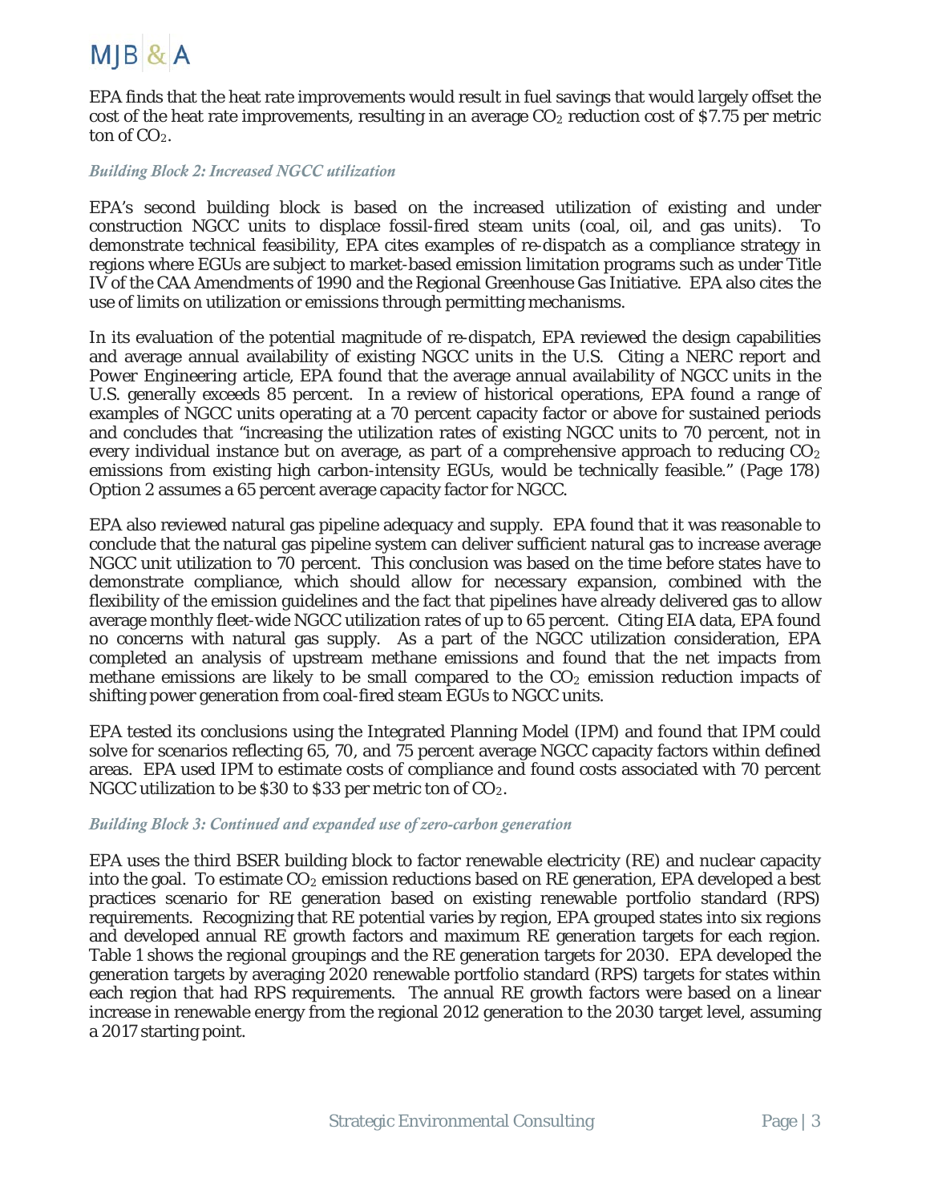EPA finds that the heat rate improvements would result in fuel savings that would largely offset the cost of the heat rate improvements, resulting in an average $CO_2$ reduction cost of $7.75 per metric ton of $CO_2$.

### *Building Block 2: Increased NGCC utilization*

EPA's second building block is based on the increased utilization of existing and under construction NGCC units to displace fossil-fired steam units (coal, oil, and gas units). To demonstrate technical feasibility, EPA cites examples of re-dispatch as a compliance strategy in regions where EGUs are subject to market-based emission limitation programs such as under Title IV of the CAA Amendments of 1990 and the Regional Greenhouse Gas Initiative. EPA also cites the use of limits on utilization or emissions through permitting mechanisms.

In its evaluation of the potential magnitude of re-dispatch, EPA reviewed the design capabilities and average annual availability of existing NGCC units in the U.S. Citing a NERC report and Power Engineering article, EPA found that the average annual availability of NGCC units in the U.S. generally exceeds 85 percent. In a review of historical operations, EPA found a range of examples of NGCC units operating at a 70 percent capacity factor or above for sustained periods and concludes that "increasing the utilization rates of existing NGCC units to 70 percent, not in every individual instance but on average, as part of a comprehensive approach to reducing $CO_2$ emissions from existing high carbon-intensity EGUs, would be technically feasible." (Page 178) Option 2 assumes a 65 percent average capacity factor for NGCC.

EPA also reviewed natural gas pipeline adequacy and supply. EPA found that it was reasonable to conclude that the natural gas pipeline system can deliver sufficient natural gas to increase average NGCC unit utilization to 70 percent. This conclusion was based on the time before states have to demonstrate compliance, which should allow for necessary expansion, combined with the flexibility of the emission guidelines and the fact that pipelines have already delivered gas to allow average monthly fleet-wide NGCC utilization rates of up to 65 percent. Citing EIA data, EPA found no concerns with natural gas supply. As a part of the NGCC utilization consideration, EPA completed an analysis of upstream methane emissions and found that the net impacts from methane emissions are likely to be small compared to the $CO_2$ emission reduction impacts of shifting power generation from coal-fired steam EGUs to NGCC units.

EPA tested its conclusions using the Integrated Planning Model (IPM) and found that IPM could solve for scenarios reflecting 65, 70, and 75 percent average NGCC capacity factors within defined areas. EPA used IPM to estimate costs of compliance and found costs associated with 70 percent NGCC utilization to be $30 to $33 per metric ton of $CO_2$.

### *Building Block 3: Continued and expanded use of zero-carbon generation*

EPA uses the third BSER building block to factor renewable electricity (RE) and nuclear capacity into the goal. To estimate $CO_2$ emission reductions based on RE generation, EPA developed a best practices scenario for RE generation based on existing renewable portfolio standard (RPS) requirements. Recognizing that RE potential varies by region, EPA grouped states into six regions and developed annual RE growth factors and maximum RE generation targets for each region. Table 1 shows the regional groupings and the RE generation targets for 2030. EPA developed the generation targets by averaging 2020 renewable portfolio standard (RPS) targets for states within each region that had RPS requirements. The annual RE growth factors were based on a linear increase in renewable energy from the regional 2012 generation to the 2030 target level, assuming a 2017 starting point.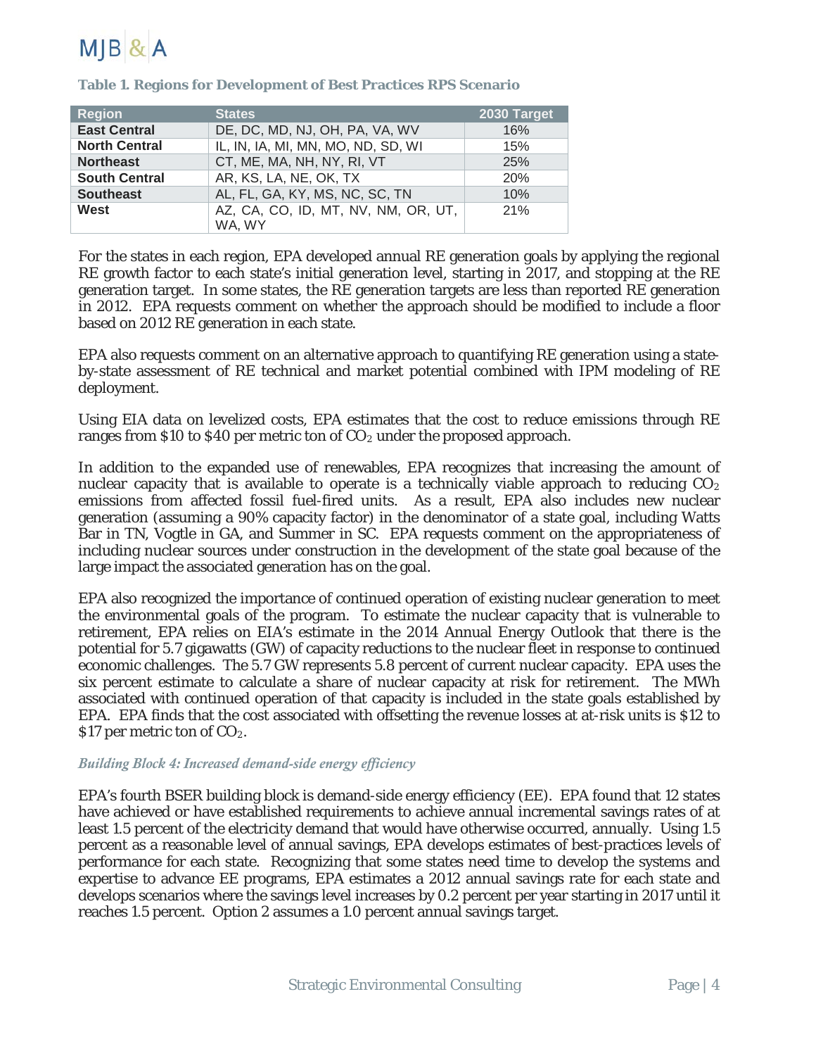**Table 1. Regions for Development of Best Practices RPS Scenario**

| Region | States | 2030 Target |
|---|---|---|
| **East Central** | DE, DC, MD, NJ, OH, PA, VA, WV | 16% |
| **North Central** | IL, IN, IA, MI, MN, MO, ND, SD, WI | 15% |
| **Northeast** | CT, ME, MA, NH, NY, RI, VT | 25% |
| **South Central** | AR, KS, LA, NE, OK, TX | 20% |
| **Southeast** | AL, FL, GA, KY, MS, NC, SC, TN | 10% |
| **West** | AZ, CA, CO, ID, MT, NV, NM, OR, UT, WA, WY | 21% |

For the states in each region, EPA developed annual RE generation goals by applying the regional RE growth factor to each state's initial generation level, starting in 2017, and stopping at the RE generation target. In some states, the RE generation targets are less than reported RE generation in 2012. EPA requests comment on whether the approach should be modified to include a floor based on 2012 RE generation in each state.

EPA also requests comment on an alternative approach to quantifying RE generation using a state-by-state assessment of RE technical and market potential combined with IPM modeling of RE deployment.

Using EIA data on levelized costs, EPA estimates that the cost to reduce emissions through RE ranges from \$10 to \$40 per metric ton of $CO_2$ under the proposed approach.

In addition to the expanded use of renewables, EPA recognizes that increasing the amount of nuclear capacity that is available to operate is a technically viable approach to reducing $CO_2$ emissions from affected fossil fuel-fired units. As a result, EPA also includes new nuclear generation (assuming a 90% capacity factor) in the denominator of a state goal, including Watts Bar in TN, Vogtle in GA, and Summer in SC. EPA requests comment on the appropriateness of including nuclear sources under construction in the development of the state goal because of the large impact the associated generation has on the goal.

EPA also recognized the importance of continued operation of existing nuclear generation to meet the environmental goals of the program. To estimate the nuclear capacity that is vulnerable to retirement, EPA relies on EIA's estimate in the 2014 Annual Energy Outlook that there is the potential for 5.7 gigawatts (GW) of capacity reductions to the nuclear fleet in response to continued economic challenges. The 5.7 GW represents 5.8 percent of current nuclear capacity. EPA uses the six percent estimate to calculate a share of nuclear capacity at risk for retirement. The MWh associated with continued operation of that capacity is included in the state goals established by EPA. EPA finds that the cost associated with offsetting the revenue losses at at-risk units is \$12 to \$17 per metric ton of $CO_2$.

### *Building Block 4: Increased demand-side energy efficiency*

EPA's fourth BSER building block is demand-side energy efficiency (EE). EPA found that 12 states have achieved or have established requirements to achieve annual incremental savings rates of at least 1.5 percent of the electricity demand that would have otherwise occurred, annually. Using 1.5 percent as a reasonable level of annual savings, EPA develops estimates of best-practices levels of performance for each state. Recognizing that some states need time to develop the systems and expertise to advance EE programs, EPA estimates a 2012 annual savings rate for each state and develops scenarios where the savings level increases by 0.2 percent per year starting in 2017 until it reaches 1.5 percent. Option 2 assumes a 1.0 percent annual savings target.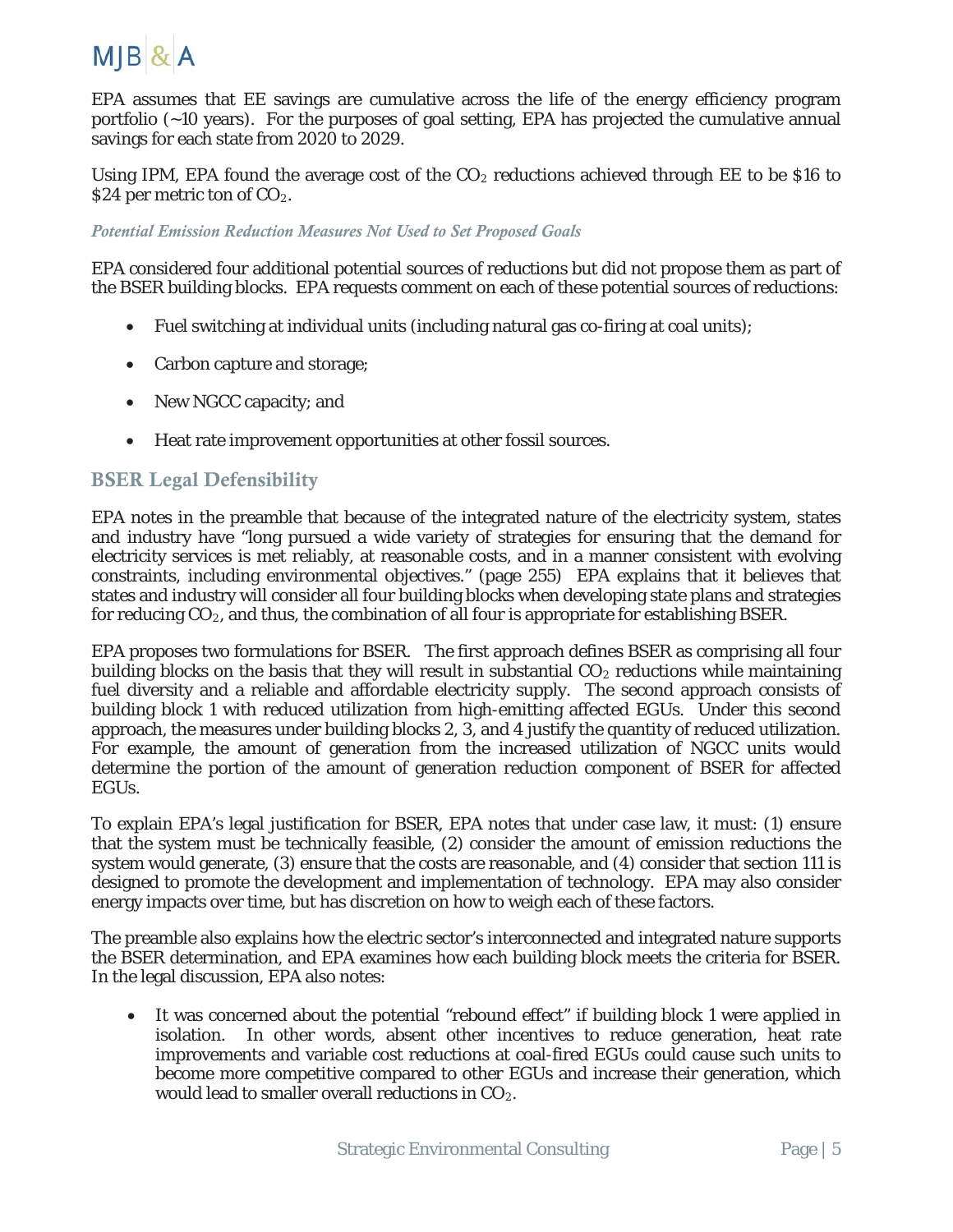EPA assumes that EE savings are cumulative across the life of the energy efficiency program portfolio (~10 years). For the purposes of goal setting, EPA has projected the cumulative annual savings for each state from 2020 to 2029.

Using IPM, EPA found the average cost of the $CO_2$ reductions achieved through EE to be $16 to $24 per metric ton of $CO_2$.

#### *Potential Emission Reduction Measures Not Used to Set Proposed Goals*

EPA considered four additional potential sources of reductions but did not propose them as part of the BSER building blocks. EPA requests comment on each of these potential sources of reductions:

- Fuel switching at individual units (including natural gas co-firing at coal units);
- Carbon capture and storage;
- New NGCC capacity; and
- Heat rate improvement opportunities at other fossil sources.

### BSER Legal Defensibility

EPA notes in the preamble that because of the integrated nature of the electricity system, states and industry have "long pursued a wide variety of strategies for ensuring that the demand for electricity services is met reliably, at reasonable costs, and in a manner consistent with evolving constraints, including environmental objectives." (page 255) EPA explains that it believes that states and industry will consider all four building blocks when developing state plans and strategies for reducing $CO_2$, and thus, the combination of all four is appropriate for establishing BSER.

EPA proposes two formulations for BSER. The first approach defines BSER as comprising all four building blocks on the basis that they will result in substantial $CO_2$ reductions while maintaining fuel diversity and a reliable and affordable electricity supply. The second approach consists of building block 1 with reduced utilization from high-emitting affected EGUs. Under this second approach, the measures under building blocks 2, 3, and 4 justify the quantity of reduced utilization. For example, the amount of generation from the increased utilization of NGCC units would determine the portion of the amount of generation reduction component of BSER for affected EGUs.

To explain EPA's legal justification for BSER, EPA notes that under case law, it must: (1) ensure that the system must be technically feasible, (2) consider the amount of emission reductions the system would generate, (3) ensure that the costs are reasonable, and (4) consider that section 111 is designed to promote the development and implementation of technology. EPA may also consider energy impacts over time, but has discretion on how to weigh each of these factors.

The preamble also explains how the electric sector's interconnected and integrated nature supports the BSER determination, and EPA examines how each building block meets the criteria for BSER. In the legal discussion, EPA also notes:

- It was concerned about the potential "rebound effect" if building block 1 were applied in isolation. In other words, absent other incentives to reduce generation, heat rate improvements and variable cost reductions at coal-fired EGUs could cause such units to become more competitive compared to other EGUs and increase their generation, which would lead to smaller overall reductions in $CO_2$.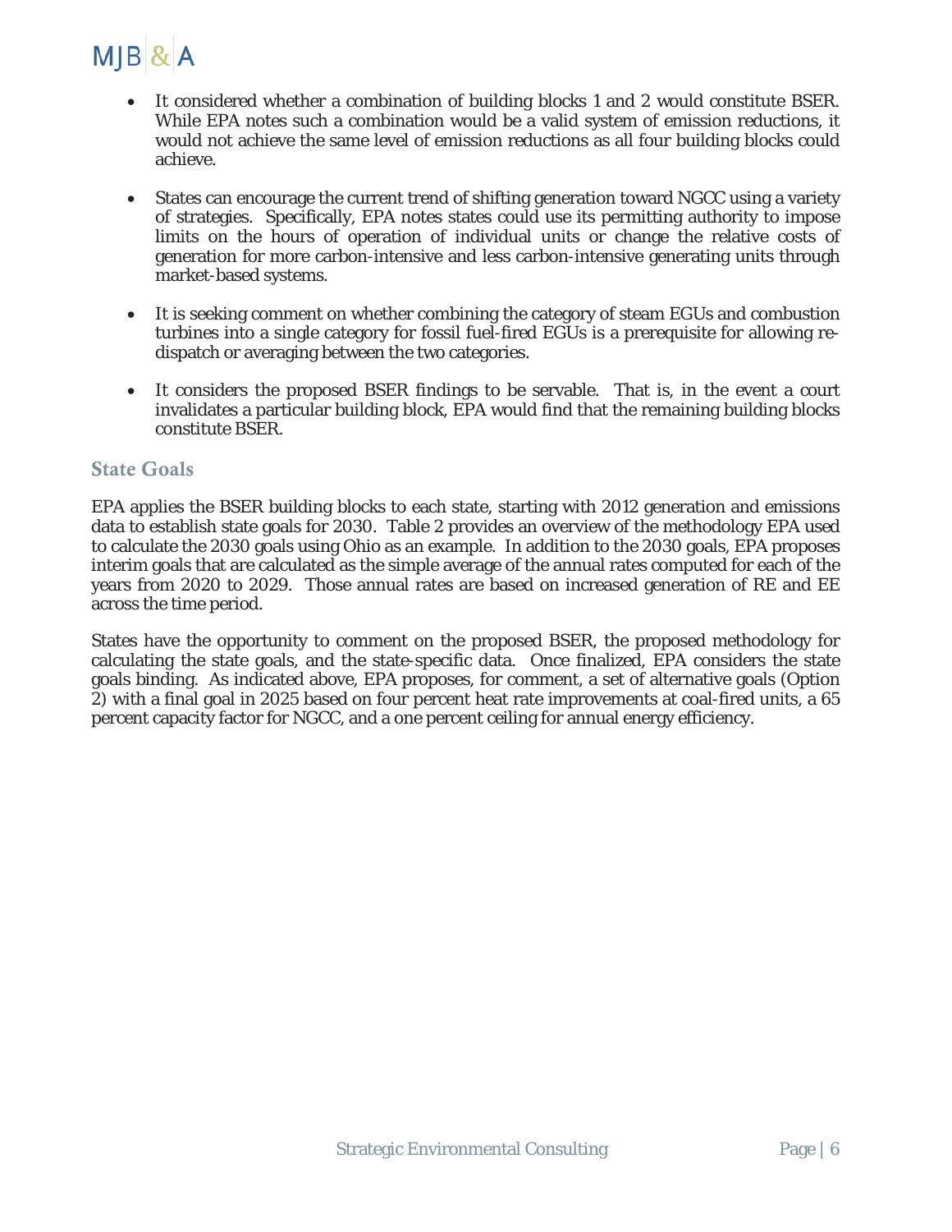- It considered whether a combination of building blocks 1 and 2 would constitute BSER. While EPA notes such a combination would be a valid system of emission reductions, it would not achieve the same level of emission reductions as all four building blocks could achieve.

- States can encourage the current trend of shifting generation toward NGCC using a variety of strategies. Specifically, EPA notes states could use its permitting authority to impose limits on the hours of operation of individual units or change the relative costs of generation for more carbon-intensive and less carbon-intensive generating units through market-based systems.

- It is seeking comment on whether combining the category of steam EGUs and combustion turbines into a single category for fossil fuel-fired EGUs is a prerequisite for allowing re-dispatch or averaging between the two categories.

- It considers the proposed BSER findings to be servable. That is, in the event a court invalidates a particular building block, EPA would find that the remaining building blocks constitute BSER.

## State Goals

EPA applies the BSER building blocks to each state, starting with 2012 generation and emissions data to establish state goals for 2030. Table 2 provides an overview of the methodology EPA used to calculate the 2030 goals using Ohio as an example. In addition to the 2030 goals, EPA proposes interim goals that are calculated as the simple average of the annual rates computed for each of the years from 2020 to 2029. Those annual rates are based on increased generation of RE and EE across the time period.

States have the opportunity to comment on the proposed BSER, the proposed methodology for calculating the state goals, and the state-specific data. Once finalized, EPA considers the state goals binding. As indicated above, EPA proposes, for comment, a set of alternative goals (Option 2) with a final goal in 2025 based on four percent heat rate improvements at coal-fired units, a 65 percent capacity factor for NGCC, and a one percent ceiling for annual energy efficiency.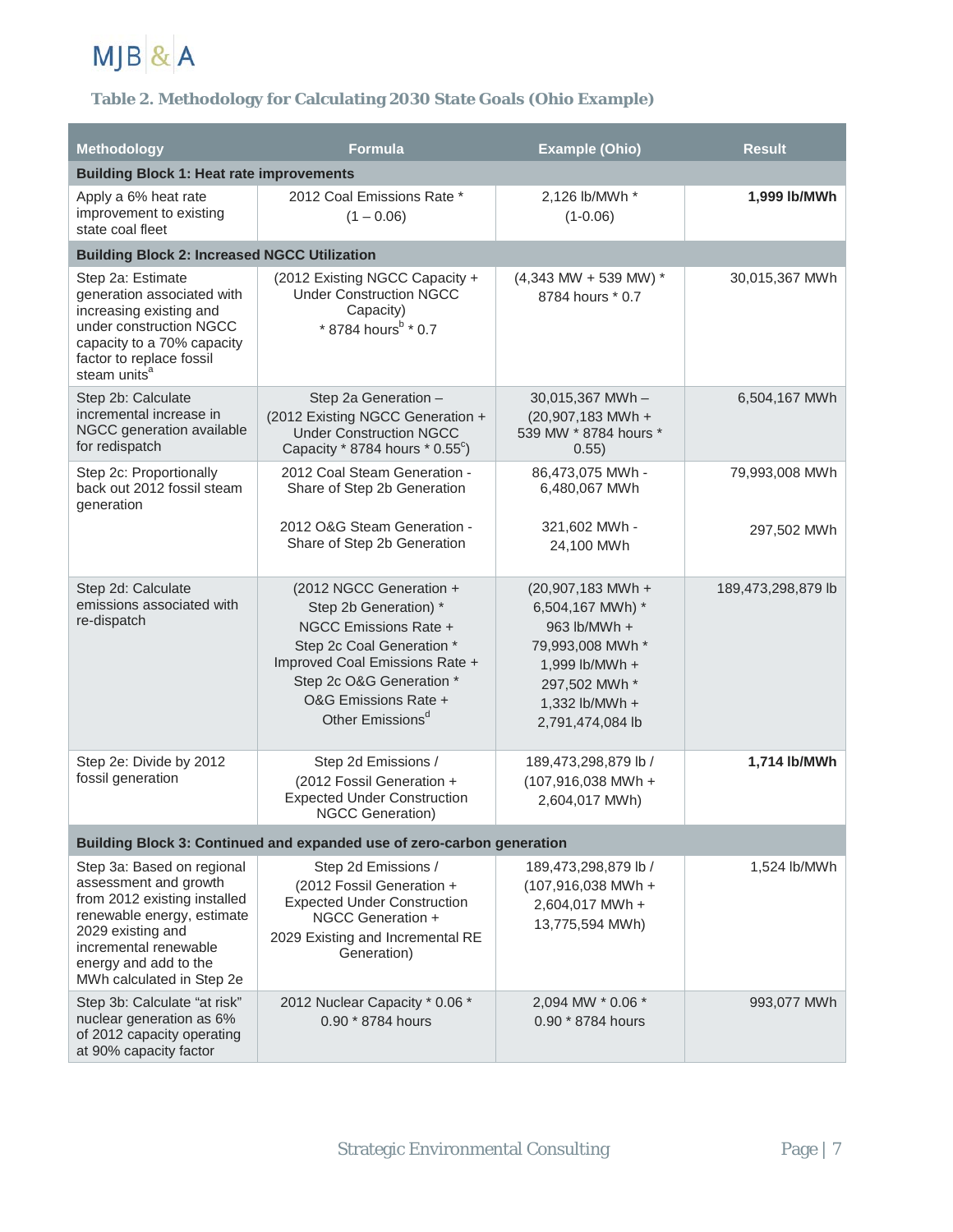### Table 2. Methodology for Calculating 2030 State Goals (Ohio Example)

| Methodology | Formula | Example (Ohio) | Result |
|---|---|---|---|
| **Building Block 1: Heat rate improvements** | | | |
| Apply a 6% heat rate improvement to existing state coal fleet | 2012 Coal Emissions Rate * (1 – 0.06) | 2,126 lb/MWh * (1-0.06) | **1,999 lb/MWh** |
| **Building Block 2: Increased NGCC Utilization** | | | |
| Step 2a: Estimate generation associated with increasing existing and under construction NGCC capacity to a 70% capacity factor to replace fossil steam units[a] | (2012 Existing NGCC Capacity + Under Construction NGCC Capacity) * 8784 hours[b] * 0.7 | (4,343 MW + 539 MW) * 8784 hours * 0.7 | 30,015,367 MWh |
| Step 2b: Calculate incremental increase in NGCC generation available for redispatch | Step 2a Generation – (2012 Existing NGCC Generation + Under Construction NGCC Capacity * 8784 hours * 0.55[c]) | 30,015,367 MWh – (20,907,183 MWh + 539 MW * 8784 hours * 0.55) | 6,504,167 MWh |
| Step 2c: Proportionally back out 2012 fossil steam generation | 2012 Coal Steam Generation - Share of Step 2b Generation<br><br>2012 O&G Steam Generation - Share of Step 2b Generation | 86,473,075 MWh - 6,480,067 MWh<br><br>321,602 MWh - 24,100 MWh | 79,993,008 MWh<br><br>297,502 MWh |
| Step 2d: Calculate emissions associated with re-dispatch | (2012 NGCC Generation + Step 2b Generation) * NGCC Emissions Rate + Step 2c Coal Generation * Improved Coal Emissions Rate + Step 2c O&G Generation * O&G Emissions Rate + Other Emissions[d] | (20,907,183 MWh + 6,504,167 MWh) * 963 lb/MWh + 79,993,008 MWh * 1,999 lb/MWh + 297,502 MWh * 1,332 lb/MWh + 2,791,474,084 lb | 189,473,298,879 lb |
| Step 2e: Divide by 2012 fossil generation | Step 2d Emissions / (2012 Fossil Generation + Expected Under Construction NGCC Generation) | 189,473,298,879 lb / (107,916,038 MWh + 2,604,017 MWh) | **1,714 lb/MWh** |
| **Building Block 3: Continued and expanded use of zero-carbon generation** | | | |
| Step 3a: Based on regional assessment and growth from 2012 existing installed renewable energy, estimate 2029 existing and incremental renewable energy and add to the MWh calculated in Step 2e | Step 2d Emissions / (2012 Fossil Generation + Expected Under Construction NGCC Generation + 2029 Existing and Incremental RE Generation) | 189,473,298,879 lb / (107,916,038 MWh + 2,604,017 MWh + 13,775,594 MWh) | 1,524 lb/MWh |
| Step 3b: Calculate "at risk" nuclear generation as 6% of 2012 capacity operating at 90% capacity factor | 2012 Nuclear Capacity * 0.06 * 0.90 * 8784 hours | 2,094 MW * 0.06 * 0.90 * 8784 hours | 993,077 MWh |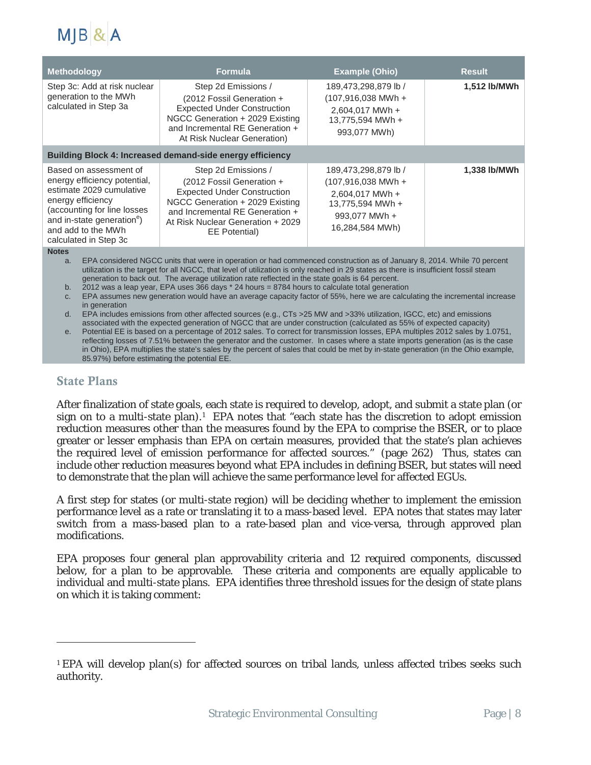| Methodology | Formula | Example (Ohio) | Result |
| --- | --- | --- | --- |
| Step 3c: Add at risk nuclear generation to the MWh calculated in Step 3a | Step 2d Emissions / (2012 Fossil Generation + Expected Under Construction NGCC Generation + 2029 Existing and Incremental RE Generation + At Risk Nuclear Generation) | 189,473,298,879 lb / (107,916,038 MWh + 2,604,017 MWh + 13,775,594 MWh + 993,077 MWh) | **1,512 lb/MWh** |
| **Building Block 4: Increased demand-side energy efficiency** | | | |
| Based on assessment of energy efficiency potential, estimate 2029 cumulative energy efficiency (accounting for line losses and in-state generation[e]) and add to the MWh calculated in Step 3c | Step 2d Emissions / (2012 Fossil Generation + Expected Under Construction NGCC Generation + 2029 Existing and Incremental RE Generation + At Risk Nuclear Generation + 2029 EE Potential) | 189,473,298,879 lb / (107,916,038 MWh + 2,604,017 MWh + 13,775,594 MWh + 993,077 MWh + 16,284,584 MWh) | **1,338 lb/MWh** |

**Notes**

a. EPA considered NGCC units that were in operation or had commenced construction as of January 8, 2014. While 70 percent utilization is the target for all NGCC, that level of utilization is only reached in 29 states as there is insufficient fossil steam generation to back out. The average utilization rate reflected in the state goals is 64 percent.

b. 2012 was a leap year, EPA uses 366 days * 24 hours = 8784 hours to calculate total generation

c. EPA assumes new generation would have an average capacity factor of 55%, here we are calculating the incremental increase in generation

d. EPA includes emissions from other affected sources (e.g., CTs >25 MW and >33% utilization, IGCC, etc) and emissions associated with the expected generation of NGCC that are under construction (calculated as 55% of expected capacity)

e. Potential EE is based on a percentage of 2012 sales. To correct for transmission losses, EPA multiples 2012 sales by 1.0751, reflecting losses of 7.51% between the generator and the customer. In cases where a state imports generation (as is the case in Ohio), EPA multiplies the state's sales by the percent of sales that could be met by in-state generation (in the Ohio example, 85.97%) before estimating the potential EE.

## State Plans

After finalization of state goals, each state is required to develop, adopt, and submit a state plan (or sign on to a multi-state plan).[1] EPA notes that "each state has the discretion to adopt emission reduction measures other than the measures found by the EPA to comprise the BSER, or to place greater or lesser emphasis than EPA on certain measures, provided that the state's plan achieves the required level of emission performance for affected sources." (page 262) Thus, states can include other reduction measures beyond what EPA includes in defining BSER, but states will need to demonstrate that the plan will achieve the same performance level for affected EGUs.

A first step for states (or multi-state region) will be deciding whether to implement the emission performance level as a rate or translating it to a mass-based level. EPA notes that states may later switch from a mass-based plan to a rate-based plan and vice-versa, through approved plan modifications.

EPA proposes four general plan approvability criteria and 12 required components, discussed below, for a plan to be approvable. These criteria and components are equally applicable to individual and multi-state plans. EPA identifies three threshold issues for the design of state plans on which it is taking comment:

---

[1] EPA will develop plan(s) for affected sources on tribal lands, unless affected tribes seeks such authority.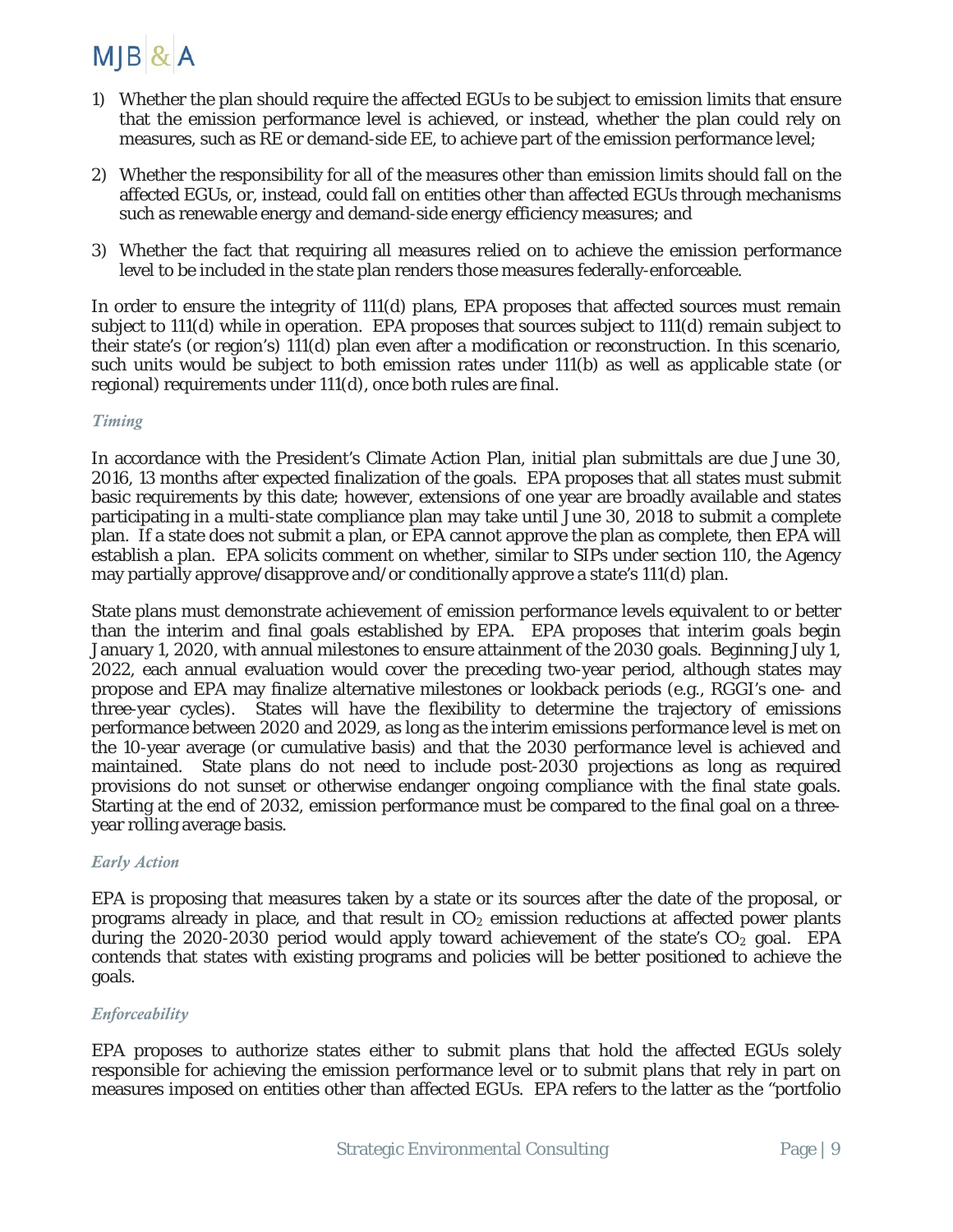1) Whether the plan should require the affected EGUs to be subject to emission limits that ensure that the emission performance level is achieved, or instead, whether the plan could rely on measures, such as RE or demand-side EE, to achieve part of the emission performance level;

2) Whether the responsibility for all of the measures other than emission limits should fall on the affected EGUs, or, instead, could fall on entities other than affected EGUs through mechanisms such as renewable energy and demand-side energy efficiency measures; and

3) Whether the fact that requiring all measures relied on to achieve the emission performance level to be included in the state plan renders those measures federally-enforceable.

In order to ensure the integrity of 111(d) plans, EPA proposes that affected sources must remain subject to 111(d) while in operation. EPA proposes that sources subject to 111(d) remain subject to their state's (or region's) 111(d) plan even after a modification or reconstruction. In this scenario, such units would be subject to both emission rates under 111(b) as well as applicable state (or regional) requirements under 111(d), once both rules are final.

*Timing*

In accordance with the President's Climate Action Plan, initial plan submittals are due June 30, 2016, 13 months after expected finalization of the goals. EPA proposes that all states must submit basic requirements by this date; however, extensions of one year are broadly available and states participating in a multi-state compliance plan may take until June 30, 2018 to submit a complete plan. If a state does not submit a plan, or EPA cannot approve the plan as complete, then EPA will establish a plan. EPA solicits comment on whether, similar to SIPs under section 110, the Agency may partially approve/disapprove and/or conditionally approve a state's 111(d) plan.

State plans must demonstrate achievement of emission performance levels equivalent to or better than the interim and final goals established by EPA. EPA proposes that interim goals begin January 1, 2020, with annual milestones to ensure attainment of the 2030 goals. Beginning July 1, 2022, each annual evaluation would cover the preceding two-year period, although states may propose and EPA may finalize alternative milestones or lookback periods (e.g., RGGI's one- and three-year cycles). States will have the flexibility to determine the trajectory of emissions performance between 2020 and 2029, as long as the interim emissions performance level is met on the 10-year average (or cumulative basis) and that the 2030 performance level is achieved and maintained. State plans do not need to include post-2030 projections as long as required provisions do not sunset or otherwise endanger ongoing compliance with the final state goals. Starting at the end of 2032, emission performance must be compared to the final goal on a three-year rolling average basis.

*Early Action*

EPA is proposing that measures taken by a state or its sources after the date of the proposal, or programs already in place, and that result in $CO_2$ emission reductions at affected power plants during the 2020-2030 period would apply toward achievement of the state's $CO_2$ goal. EPA contends that states with existing programs and policies will be better positioned to achieve the goals.

*Enforceability*

EPA proposes to authorize states either to submit plans that hold the affected EGUs solely responsible for achieving the emission performance level or to submit plans that rely in part on measures imposed on entities other than affected EGUs. EPA refers to the latter as the "portfolio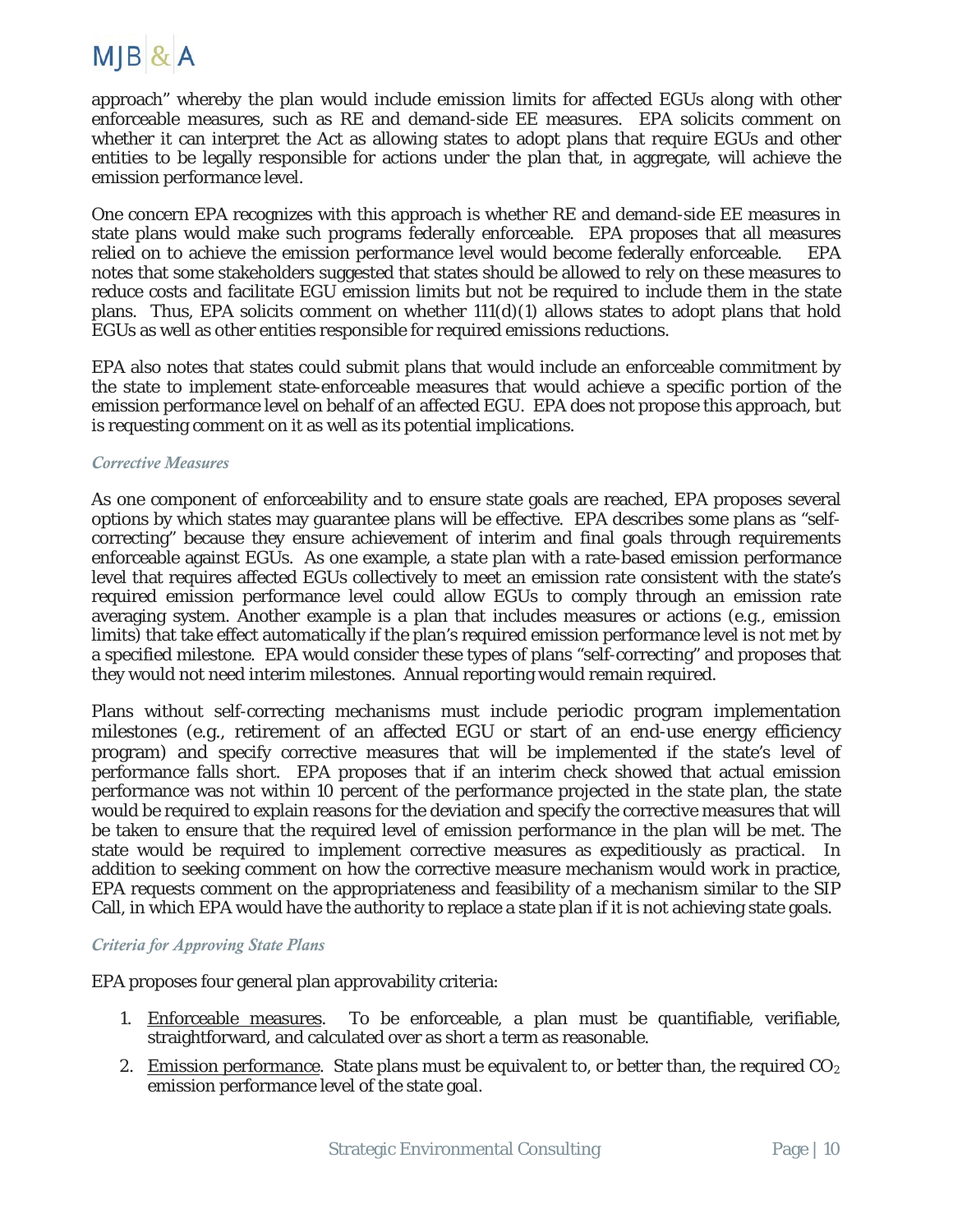approach" whereby the plan would include emission limits for affected EGUs along with other enforceable measures, such as RE and demand-side EE measures. EPA solicits comment on whether it can interpret the Act as allowing states to adopt plans that require EGUs and other entities to be legally responsible for actions under the plan that, in aggregate, will achieve the emission performance level.

One concern EPA recognizes with this approach is whether RE and demand-side EE measures in state plans would make such programs federally enforceable. EPA proposes that all measures relied on to achieve the emission performance level would become federally enforceable. EPA notes that some stakeholders suggested that states should be allowed to rely on these measures to reduce costs and facilitate EGU emission limits but not be required to include them in the state plans. Thus, EPA solicits comment on whether 111(d)(1) allows states to adopt plans that hold EGUs as well as other entities responsible for required emissions reductions.

EPA also notes that states could submit plans that would include an enforceable commitment by the state to implement state-enforceable measures that would achieve a specific portion of the emission performance level on behalf of an affected EGU. EPA does not propose this approach, but is requesting comment on it as well as its potential implications.

#### *Corrective Measures*

As one component of enforceability and to ensure state goals are reached, EPA proposes several options by which states may guarantee plans will be effective. EPA describes some plans as "self-correcting" because they ensure achievement of interim and final goals through requirements enforceable against EGUs. As one example, a state plan with a rate-based emission performance level that requires affected EGUs collectively to meet an emission rate consistent with the state's required emission performance level could allow EGUs to comply through an emission rate averaging system. Another example is a plan that includes measures or actions (e.g., emission limits) that take effect automatically if the plan's required emission performance level is not met by a specified milestone. EPA would consider these types of plans "self-correcting" and proposes that they would not need interim milestones. Annual reporting would remain required.

Plans without self-correcting mechanisms must include periodic program implementation milestones (e.g., retirement of an affected EGU or start of an end-use energy efficiency program) and specify corrective measures that will be implemented if the state's level of performance falls short. EPA proposes that if an interim check showed that actual emission performance was not within 10 percent of the performance projected in the state plan, the state would be required to explain reasons for the deviation and specify the corrective measures that will be taken to ensure that the required level of emission performance in the plan will be met. The state would be required to implement corrective measures as expeditiously as practical. In addition to seeking comment on how the corrective measure mechanism would work in practice, EPA requests comment on the appropriateness and feasibility of a mechanism similar to the SIP Call, in which EPA would have the authority to replace a state plan if it is not achieving state goals.

#### *Criteria for Approving State Plans*

EPA proposes four general plan approvability criteria:

1. Enforceable measures. To be enforceable, a plan must be quantifiable, verifiable, straightforward, and calculated over as short a term as reasonable.
2. Emission performance. State plans must be equivalent to, or better than, the required $CO_2$ emission performance level of the state goal.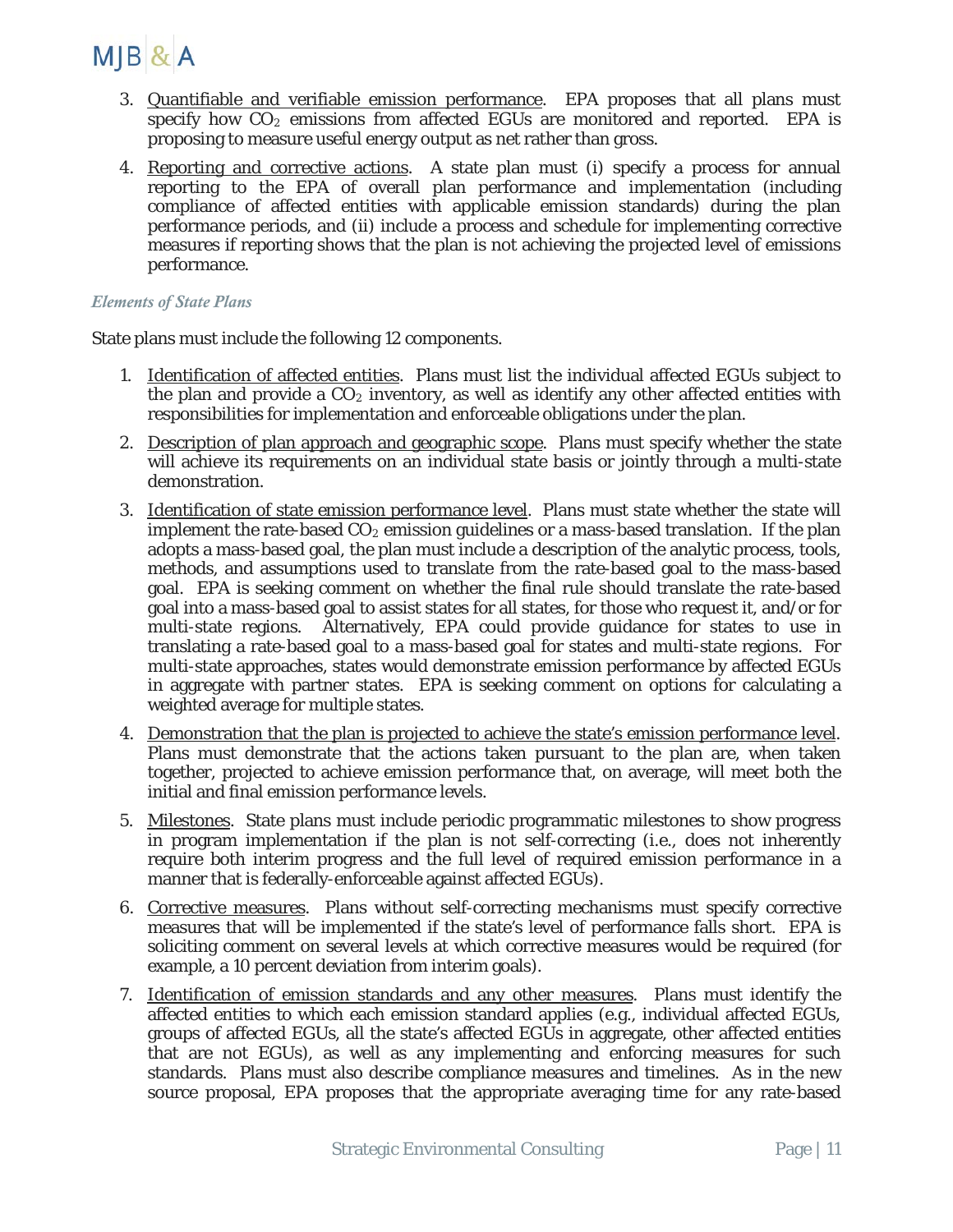3. Quantifiable and verifiable emission performance. EPA proposes that all plans must specify how $CO_2$ emissions from affected EGUs are monitored and reported. EPA is proposing to measure useful energy output as net rather than gross.

4. Reporting and corrective actions. A state plan must (i) specify a process for annual reporting to the EPA of overall plan performance and implementation (including compliance of affected entities with applicable emission standards) during the plan performance periods, and (ii) include a process and schedule for implementing corrective measures if reporting shows that the plan is not achieving the projected level of emissions performance.

### *Elements of State Plans*

State plans must include the following 12 components.

1. Identification of affected entities. Plans must list the individual affected EGUs subject to the plan and provide a $CO_2$ inventory, as well as identify any other affected entities with responsibilities for implementation and enforceable obligations under the plan.

2. Description of plan approach and geographic scope. Plans must specify whether the state will achieve its requirements on an individual state basis or jointly through a multi-state demonstration.

3. Identification of state emission performance level. Plans must state whether the state will implement the rate-based $CO_2$ emission guidelines or a mass-based translation. If the plan adopts a mass-based goal, the plan must include a description of the analytic process, tools, methods, and assumptions used to translate from the rate-based goal to the mass-based goal. EPA is seeking comment on whether the final rule should translate the rate-based goal into a mass-based goal to assist states for all states, for those who request it, and/or for multi-state regions. Alternatively, EPA could provide guidance for states to use in translating a rate-based goal to a mass-based goal for states and multi-state regions. For multi-state approaches, states would demonstrate emission performance by affected EGUs in aggregate with partner states. EPA is seeking comment on options for calculating a weighted average for multiple states.

4. Demonstration that the plan is projected to achieve the state's emission performance level. Plans must demonstrate that the actions taken pursuant to the plan are, when taken together, projected to achieve emission performance that, on average, will meet both the initial and final emission performance levels.

5. Milestones. State plans must include periodic programmatic milestones to show progress in program implementation if the plan is not self-correcting (i.e., does not inherently require both interim progress and the full level of required emission performance in a manner that is federally-enforceable against affected EGUs).

6. Corrective measures. Plans without self-correcting mechanisms must specify corrective measures that will be implemented if the state's level of performance falls short. EPA is soliciting comment on several levels at which corrective measures would be required (for example, a 10 percent deviation from interim goals).

7. Identification of emission standards and any other measures. Plans must identify the affected entities to which each emission standard applies (e.g., individual affected EGUs, groups of affected EGUs, all the state's affected EGUs in aggregate, other affected entities that are not EGUs), as well as any implementing and enforcing measures for such standards. Plans must also describe compliance measures and timelines. As in the new source proposal, EPA proposes that the appropriate averaging time for any rate-based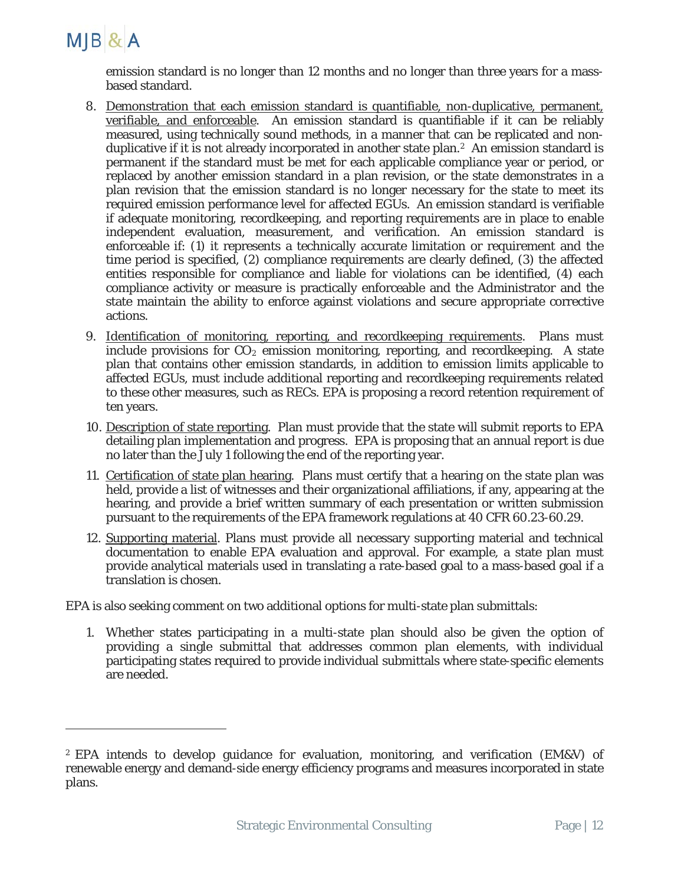emission standard is no longer than 12 months and no longer than three years for a mass-based standard.

8. Demonstration that each emission standard is quantifiable, non-duplicative, permanent, verifiable, and enforceable. An emission standard is quantifiable if it can be reliably measured, using technically sound methods, in a manner that can be replicated and non-duplicative if it is not already incorporated in another state plan.[2] An emission standard is permanent if the standard must be met for each applicable compliance year or period, or replaced by another emission standard in a plan revision, or the state demonstrates in a plan revision that the emission standard is no longer necessary for the state to meet its required emission performance level for affected EGUs. An emission standard is verifiable if adequate monitoring, recordkeeping, and reporting requirements are in place to enable independent evaluation, measurement, and verification. An emission standard is enforceable if: (1) it represents a technically accurate limitation or requirement and the time period is specified, (2) compliance requirements are clearly defined, (3) the affected entities responsible for compliance and liable for violations can be identified, (4) each compliance activity or measure is practically enforceable and the Administrator and the state maintain the ability to enforce against violations and secure appropriate corrective actions.

9. Identification of monitoring, reporting, and recordkeeping requirements. Plans must include provisions for $CO_2$ emission monitoring, reporting, and recordkeeping. A state plan that contains other emission standards, in addition to emission limits applicable to affected EGUs, must include additional reporting and recordkeeping requirements related to these other measures, such as RECs. EPA is proposing a record retention requirement of ten years.

10. Description of state reporting. Plan must provide that the state will submit reports to EPA detailing plan implementation and progress. EPA is proposing that an annual report is due no later than the July 1 following the end of the reporting year.

11. Certification of state plan hearing. Plans must certify that a hearing on the state plan was held, provide a list of witnesses and their organizational affiliations, if any, appearing at the hearing, and provide a brief written summary of each presentation or written submission pursuant to the requirements of the EPA framework regulations at 40 CFR 60.23-60.29.

12. Supporting material. Plans must provide all necessary supporting material and technical documentation to enable EPA evaluation and approval. For example, a state plan must provide analytical materials used in translating a rate-based goal to a mass-based goal if a translation is chosen.

EPA is also seeking comment on two additional options for multi-state plan submittals:

1. Whether states participating in a multi-state plan should also be given the option of providing a single submittal that addresses common plan elements, with individual participating states required to provide individual submittals where state-specific elements are needed.

---

[2] EPA intends to develop guidance for evaluation, monitoring, and verification (EM&V) of renewable energy and demand-side energy efficiency programs and measures incorporated in state plans.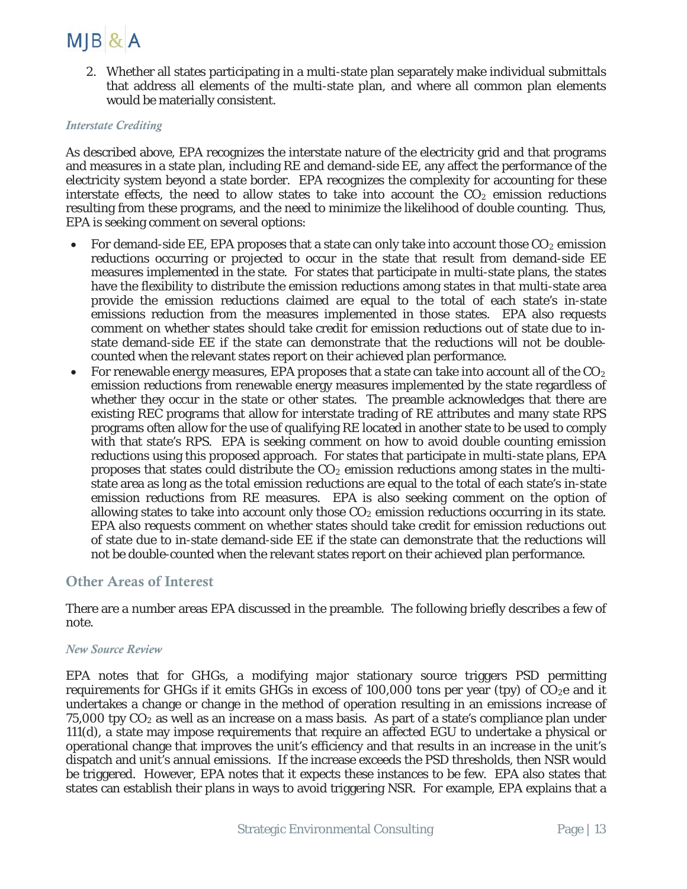2. Whether all states participating in a multi-state plan separately make individual submittals that address all elements of the multi-state plan, and where all common plan elements would be materially consistent.

#### *Interstate Crediting*

As described above, EPA recognizes the interstate nature of the electricity grid and that programs and measures in a state plan, including RE and demand-side EE, any affect the performance of the electricity system beyond a state border. EPA recognizes the complexity for accounting for these interstate effects, the need to allow states to take into account the $CO_2$ emission reductions resulting from these programs, and the need to minimize the likelihood of double counting. Thus, EPA is seeking comment on several options:

- For demand-side EE, EPA proposes that a state can only take into account those $CO_2$ emission reductions occurring or projected to occur in the state that result from demand-side EE measures implemented in the state. For states that participate in multi-state plans, the states have the flexibility to distribute the emission reductions among states in that multi-state area provide the emission reductions claimed are equal to the total of each state's in-state emissions reduction from the measures implemented in those states. EPA also requests comment on whether states should take credit for emission reductions out of state due to in-state demand-side EE if the state can demonstrate that the reductions will not be double-counted when the relevant states report on their achieved plan performance.
- For renewable energy measures, EPA proposes that a state can take into account all of the $CO_2$ emission reductions from renewable energy measures implemented by the state regardless of whether they occur in the state or other states. The preamble acknowledges that there are existing REC programs that allow for interstate trading of RE attributes and many state RPS programs often allow for the use of qualifying RE located in another state to be used to comply with that state's RPS. EPA is seeking comment on how to avoid double counting emission reductions using this proposed approach. For states that participate in multi-state plans, EPA proposes that states could distribute the $CO_2$ emission reductions among states in the multi-state area as long as the total emission reductions are equal to the total of each state's in-state emission reductions from RE measures. EPA is also seeking comment on the option of allowing states to take into account only those $CO_2$ emission reductions occurring in its state. EPA also requests comment on whether states should take credit for emission reductions out of state due to in-state demand-side EE if the state can demonstrate that the reductions will not be double-counted when the relevant states report on their achieved plan performance.

### Other Areas of Interest

There are a number areas EPA discussed in the preamble. The following briefly describes a few of note.

#### *New Source Review*

EPA notes that for GHGs, a modifying major stationary source triggers PSD permitting requirements for GHGs if it emits GHGs in excess of 100,000 tons per year (tpy) of $CO_2e$ and it undertakes a change or change in the method of operation resulting in an emissions increase of 75,000 tpy $CO_2$ as well as an increase on a mass basis. As part of a state's compliance plan under 111(d), a state may impose requirements that require an affected EGU to undertake a physical or operational change that improves the unit's efficiency and that results in an increase in the unit's dispatch and unit's annual emissions. If the increase exceeds the PSD thresholds, then NSR would be triggered. However, EPA notes that it expects these instances to be few. EPA also states that states can establish their plans in ways to avoid triggering NSR. For example, EPA explains that a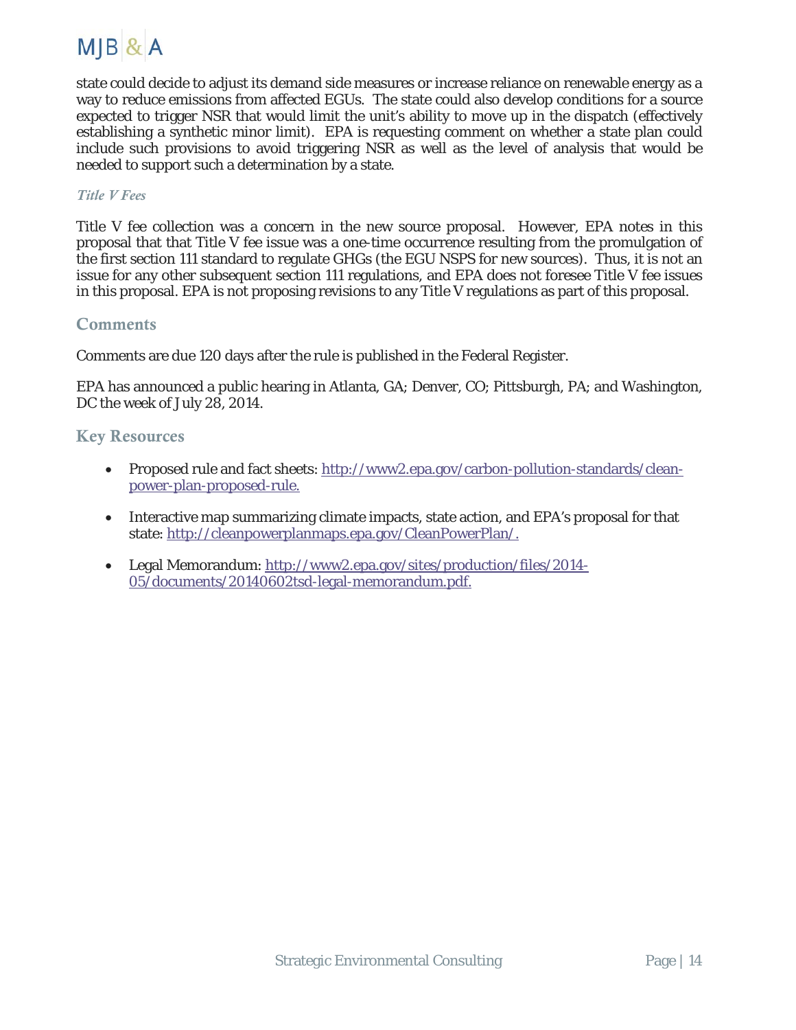state could decide to adjust its demand side measures or increase reliance on renewable energy as a way to reduce emissions from affected EGUs. The state could also develop conditions for a source expected to trigger NSR that would limit the unit's ability to move up in the dispatch (effectively establishing a synthetic minor limit). EPA is requesting comment on whether a state plan could include such provisions to avoid triggering NSR as well as the level of analysis that would be needed to support such a determination by a state.

### *Title V Fees*

Title V fee collection was a concern in the new source proposal. However, EPA notes in this proposal that that Title V fee issue was a one-time occurrence resulting from the promulgation of the first section 111 standard to regulate GHGs (the EGU NSPS for new sources). Thus, it is not an issue for any other subsequent section 111 regulations, and EPA does not foresee Title V fee issues in this proposal. EPA is not proposing revisions to any Title V regulations as part of this proposal.

## Comments

Comments are due 120 days after the rule is published in the Federal Register.

EPA has announced a public hearing in Atlanta, GA; Denver, CO; Pittsburgh, PA; and Washington, DC the week of July 28, 2014.

## Key Resources

- Proposed rule and fact sheets: http://www2.epa.gov/carbon-pollution-standards/clean-power-plan-proposed-rule.
- Interactive map summarizing climate impacts, state action, and EPA's proposal for that state: http://cleanpowerplanmaps.epa.gov/CleanPowerPlan/.
- Legal Memorandum: http://www2.epa.gov/sites/production/files/2014-05/documents/20140602tsd-legal-memorandum.pdf.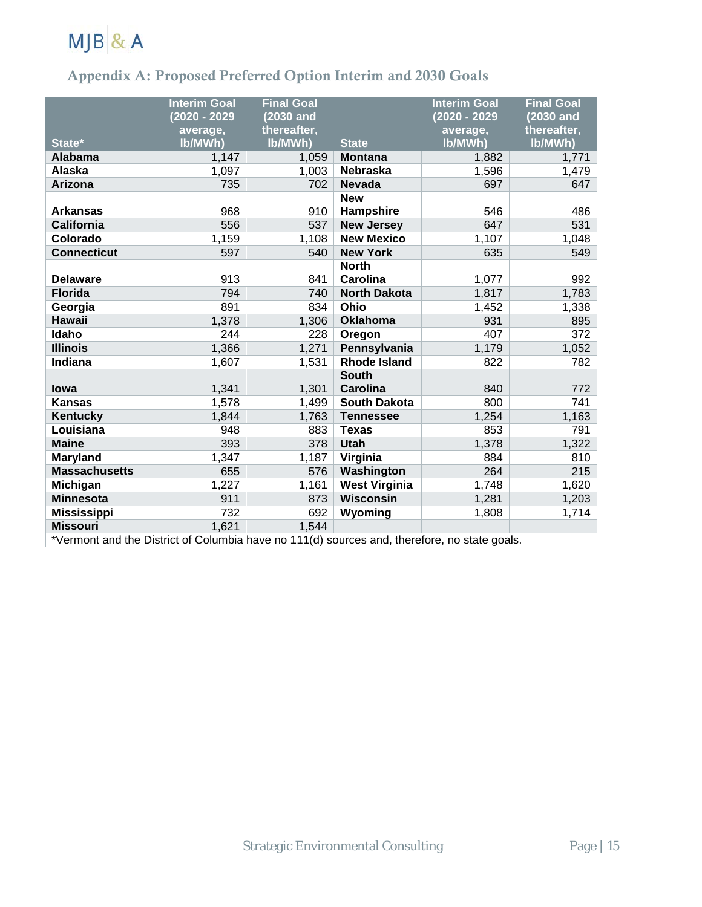## Appendix A: Proposed Preferred Option Interim and 2030 Goals

| State* | Interim Goal (2020 - 2029 average, lb/MWh) | Final Goal (2030 and thereafter, lb/MWh) | State | Interim Goal (2020 - 2029 average, lb/MWh) | Final Goal (2030 and thereafter, lb/MWh) |
|---|---|---|---|---|---|
| **Alabama** | 1,147 | 1,059 | **Montana** | 1,882 | 1,771 |
| **Alaska** | 1,097 | 1,003 | **Nebraska** | 1,596 | 1,479 |
| **Arizona** | 735 | 702 | **Nevada** | 697 | 647 |
| **Arkansas** | 968 | 910 | **New Hampshire** | 546 | 486 |
| **California** | 556 | 537 | **New Jersey** | 647 | 531 |
| **Colorado** | 1,159 | 1,108 | **New Mexico** | 1,107 | 1,048 |
| **Connecticut** | 597 | 540 | **New York** | 635 | 549 |
| **Delaware** | 913 | 841 | **North Carolina** | 1,077 | 992 |
| **Florida** | 794 | 740 | **North Dakota** | 1,817 | 1,783 |
| **Georgia** | 891 | 834 | **Ohio** | 1,452 | 1,338 |
| **Hawaii** | 1,378 | 1,306 | **Oklahoma** | 931 | 895 |
| **Idaho** | 244 | 228 | **Oregon** | 407 | 372 |
| **Illinois** | 1,366 | 1,271 | **Pennsylvania** | 1,179 | 1,052 |
| **Indiana** | 1,607 | 1,531 | **Rhode Island** | 822 | 782 |
| **Iowa** | 1,341 | 1,301 | **South Carolina** | 840 | 772 |
| **Kansas** | 1,578 | 1,499 | **South Dakota** | 800 | 741 |
| **Kentucky** | 1,844 | 1,763 | **Tennessee** | 1,254 | 1,163 |
| **Louisiana** | 948 | 883 | **Texas** | 853 | 791 |
| **Maine** | 393 | 378 | **Utah** | 1,378 | 1,322 |
| **Maryland** | 1,347 | 1,187 | **Virginia** | 884 | 810 |
| **Massachusetts** | 655 | 576 | **Washington** | 264 | 215 |
| **Michigan** | 1,227 | 1,161 | **West Virginia** | 1,748 | 1,620 |
| **Minnesota** | 911 | 873 | **Wisconsin** | 1,281 | 1,203 |
| **Mississippi** | 732 | 692 | **Wyoming** | 1,808 | 1,714 |
| **Missouri** | 1,621 | 1,544 | | | |

*Vermont and the District of Columbia have no 111(d) sources and, therefore, no state goals.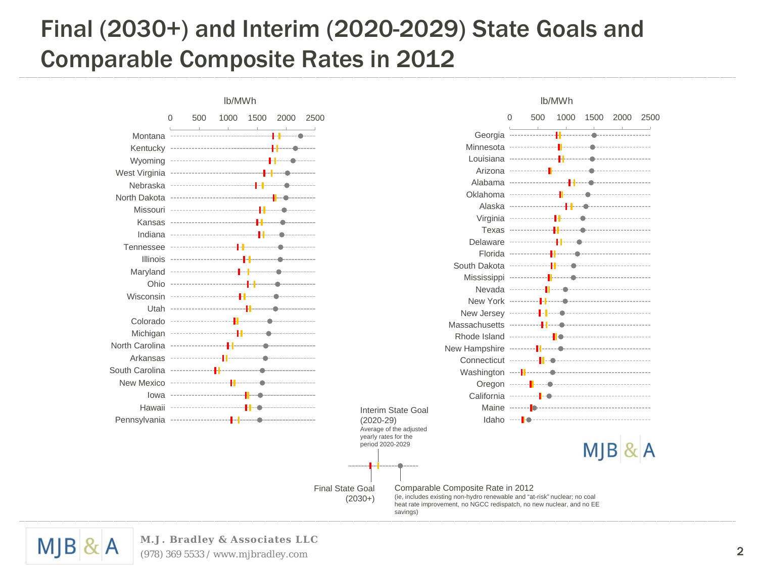# Final (2030+) and Interim (2020-2029) State Goals and Comparable Composite Rates in 2012

lb/MWh

0 500 1000 1500 2000 2500

Montana
Kentucky
Wyoming
West Virginia
Nebraska
North Dakota
Missouri
Kansas
Indiana
Tennessee
Illinois
Maryland
Ohio
Wisconsin
Utah
Colorado
Michigan
North Carolina
Arkansas
South Carolina
New Mexico
Iowa
Hawaii
Pennsylvania

lb/MWh

0 500 1000 1500 2000 2500

Georgia
Minnesota
Louisiana
Arizona
Alabama
Oklahoma
Alaska
Virginia
Texas
Delaware
Florida
South Dakota
Mississippi
Nevada
New York
New Jersey
Massachusetts
Rhode Island
New Hampshire
Connecticut
Washington
Oregon
California
Maine
Idaho

Interim State Goal (2020-29)
Average of the adjusted yearly rates for the period 2020-2029

Final State Goal (2030+)

Comparable Composite Rate in 2012
(ie, includes existing non-hydro renewable and "at-risk" nuclear; no coal heat rate improvement, no NGCC redispatch, no new nuclear, and no EE savings)

MJB & A

M.J. Bradley & Associates LLC
(978) 369 5533 / www.mjbradley.com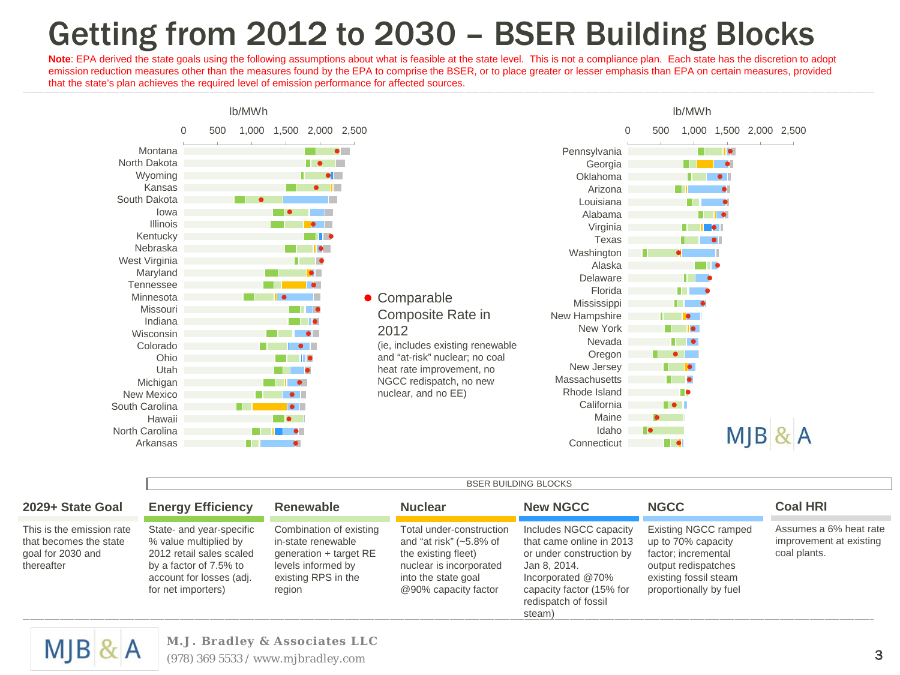# Getting from 2012 to 2030 – BSER Building Blocks

**Note**: EPA derived the state goals using the following assumptions about what is feasible at the state level. This is not a compliance plan. Each state has the discretion to adopt emission reduction measures other than the measures found by the EPA to comprise the BSER, or to place greater or lesser emphasis than EPA on certain measures, provided that the state's plan achieves the required level of emission performance for affected sources.

lb/MWh

0 500 1,000 1,500 2,000 2,500

Montana, North Dakota, Wyoming, Kansas, South Dakota, Iowa, Illinois, Kentucky, Nebraska, West Virginia, Maryland, Tennessee, Minnesota, Missouri, Indiana, Wisconsin, Colorado, Ohio, Utah, Michigan, New Mexico, South Carolina, Hawaii, North Carolina, Arkansas

lb/MWh

0 500 1,000 1,500 2,000 2,500

Pennsylvania, Georgia, Oklahoma, Arizona, Louisiana, Alabama, Virginia, Texas, Washington, Alaska, Delaware, Florida, Mississippi, New Hampshire, New York, Nevada, Oregon, New Jersey, Massachusetts, Rhode Island, California, Maine, Idaho, Connecticut

● Comparable Composite Rate in 2012

(ie, includes existing renewable and "at-risk" nuclear; no coal heat rate improvement, no NGCC redispatch, no new nuclear, and no EE)

BSER BUILDING BLOCKS

| 2029+ State Goal | Energy Efficiency | Renewable | Nuclear | New NGCC | NGCC | Coal HRI |
|---|---|---|---|---|---|---|
| This is the emission rate that becomes the state goal for 2030 and thereafter | State- and year-specific % value multiplied by 2012 retail sales scaled by a factor of 7.5% to account for losses (adj. for net importers) | Combination of existing in-state renewable generation + target RE levels informed by existing RPS in the region | Total under-construction and "at risk" (~5.8% of the existing fleet) nuclear is incorporated into the state goal @90% capacity factor | Includes NGCC capacity that came online in 2013 or under construction by Jan 8, 2014. Incorporated @70% capacity factor (15% for redispatch of fossil steam) | Existing NGCC ramped up to 70% capacity factor; incremental output redispatches existing fossil steam proportionally by fuel | Assumes a 6% heat rate improvement at existing coal plants. |

M.J. Bradley & Associates LLC

(978) 369 5533 / www.mjbradley.com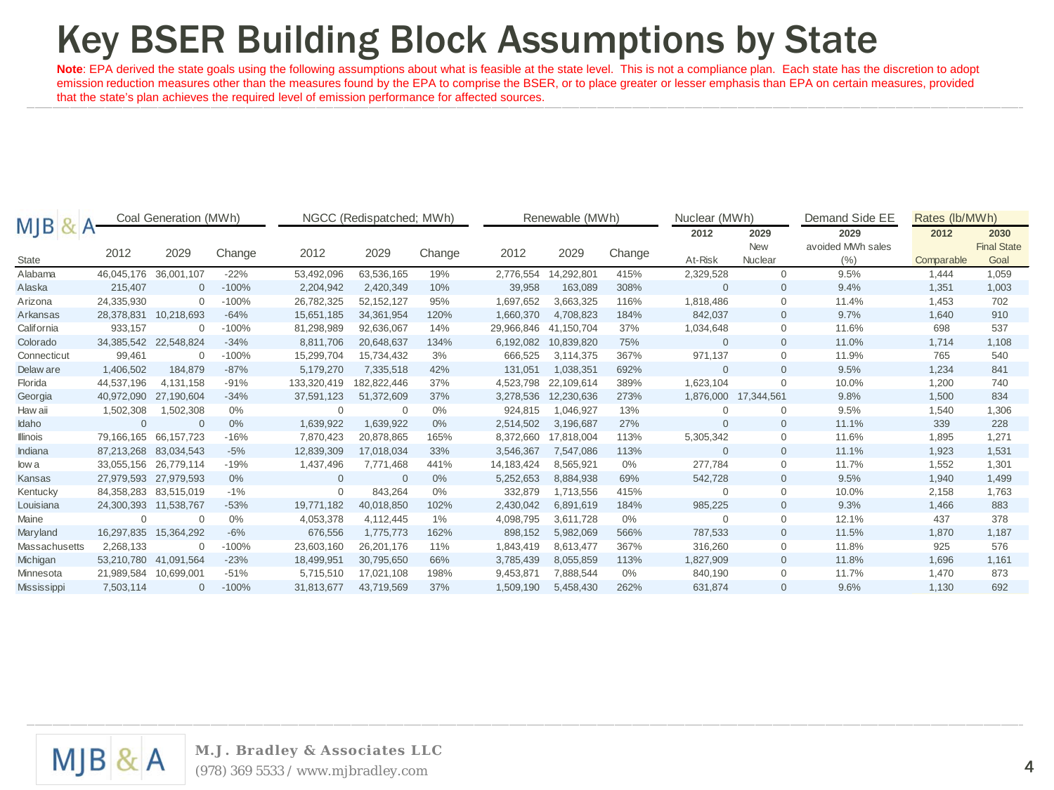# Key BSER Building Block Assumptions by State

**Note**: EPA derived the state goals using the following assumptions about what is feasible at the state level. This is not a compliance plan. Each state has the discretion to adopt emission reduction measures other than the measures found by the EPA to comprise the BSER, or to place greater or lesser emphasis than EPA on certain measures, provided that the state's plan achieves the required level of emission performance for affected sources.

| | Coal Generation (MWh) | | | NGCC (Redispatched; MWh) | | | Renewable (MWh) | | | Nuclear (MWh) | | Demand Side EE | Rates (lb/MWh) | |
|---|---|---|---|---|---|---|---|---|---|---|---|---|---|---|
| | | | | | | | | | | 2012 | 2029 | 2029 | 2012 | 2030 |
| State | 2012 | 2029 | Change | 2012 | 2029 | Change | 2012 | 2029 | Change | At-Risk | New Nuclear | avoided MWh sales (%) | Comparable | Final State Goal |
| Alabama | 46,045,176 | 36,001,107 | -22% | 53,492,096 | 63,536,165 | 19% | 2,776,554 | 14,292,801 | 415% | 2,329,528 | 0 | 9.5% | 1,444 | 1,059 |
| Alaska | 215,407 | 0 | -100% | 2,204,942 | 2,420,349 | 10% | 39,958 | 163,089 | 308% | 0 | 0 | 9.4% | 1,351 | 1,003 |
| Arizona | 24,335,930 | 0 | -100% | 26,782,325 | 52,152,127 | 95% | 1,697,652 | 3,663,325 | 116% | 1,818,486 | 0 | 11.4% | 1,453 | 702 |
| Arkansas | 28,378,831 | 10,218,693 | -64% | 15,651,185 | 34,361,954 | 120% | 1,660,370 | 4,708,823 | 184% | 842,037 | 0 | 9.7% | 1,640 | 910 |
| California | 933,157 | 0 | -100% | 81,298,989 | 92,636,067 | 14% | 29,966,846 | 41,150,704 | 37% | 1,034,648 | 0 | 11.6% | 698 | 537 |
| Colorado | 34,385,542 | 22,548,824 | -34% | 8,811,706 | 20,648,637 | 134% | 6,192,082 | 10,839,820 | 75% | 0 | 0 | 11.0% | 1,714 | 1,108 |
| Connecticut | 99,461 | 0 | -100% | 15,299,704 | 15,734,432 | 3% | 666,525 | 3,114,375 | 367% | 971,137 | 0 | 11.9% | 765 | 540 |
| Delaware | 1,406,502 | 184,879 | -87% | 5,179,270 | 7,335,518 | 42% | 131,051 | 1,038,351 | 692% | 0 | 0 | 9.5% | 1,234 | 841 |
| Florida | 44,537,196 | 4,131,158 | -91% | 133,320,419 | 182,822,446 | 37% | 4,523,798 | 22,109,614 | 389% | 1,623,104 | 0 | 10.0% | 1,200 | 740 |
| Georgia | 40,972,090 | 27,190,604 | -34% | 37,591,123 | 51,372,609 | 37% | 3,278,536 | 12,230,636 | 273% | 1,876,000 | 17,344,561 | 9.8% | 1,500 | 834 |
| Hawaii | 1,502,308 | 1,502,308 | 0% | 0 | 0 | 0% | 924,815 | 1,046,927 | 13% | 0 | 0 | 9.5% | 1,540 | 1,306 |
| Idaho | 0 | 0 | 0% | 1,639,922 | 1,639,922 | 0% | 2,514,502 | 3,196,687 | 27% | 0 | 0 | 11.1% | 339 | 228 |
| Illinois | 79,166,165 | 66,157,723 | -16% | 7,870,423 | 20,878,865 | 165% | 8,372,660 | 17,818,004 | 113% | 5,305,342 | 0 | 11.6% | 1,895 | 1,271 |
| Indiana | 87,213,268 | 83,034,543 | -5% | 12,839,309 | 17,018,034 | 33% | 3,546,367 | 7,547,086 | 113% | 0 | 0 | 11.1% | 1,923 | 1,531 |
| Iowa | 33,055,156 | 26,779,114 | -19% | 1,437,496 | 7,771,468 | 441% | 14,183,424 | 8,565,921 | 0% | 277,784 | 0 | 11.7% | 1,552 | 1,301 |
| Kansas | 27,979,593 | 27,979,593 | 0% | 0 | 0 | 0% | 5,252,653 | 8,884,938 | 69% | 542,728 | 0 | 9.5% | 1,940 | 1,499 |
| Kentucky | 84,358,283 | 83,515,019 | -1% | 0 | 843,264 | 0% | 332,879 | 1,713,556 | 415% | 0 | 0 | 10.0% | 2,158 | 1,763 |
| Louisiana | 24,300,393 | 11,538,767 | -53% | 19,771,182 | 40,018,850 | 102% | 2,430,042 | 6,891,619 | 184% | 985,225 | 0 | 9.3% | 1,466 | 883 |
| Maine | 0 | 0 | 0% | 4,053,378 | 4,112,445 | 1% | 4,098,795 | 3,611,728 | 0% | 0 | 0 | 12.1% | 437 | 378 |
| Maryland | 16,297,835 | 15,364,292 | -6% | 676,556 | 1,775,773 | 162% | 898,152 | 5,982,069 | 566% | 787,533 | 0 | 11.5% | 1,870 | 1,187 |
| Massachusetts | 2,268,133 | 0 | -100% | 23,603,160 | 26,201,176 | 11% | 1,843,419 | 8,613,477 | 367% | 316,260 | 0 | 11.8% | 925 | 576 |
| Michigan | 53,210,780 | 41,091,564 | -23% | 18,499,951 | 30,795,650 | 66% | 3,785,439 | 8,055,859 | 113% | 1,827,909 | 0 | 11.8% | 1,696 | 1,161 |
| Minnesota | 21,989,584 | 10,699,001 | -51% | 5,715,510 | 17,021,108 | 198% | 9,453,871 | 7,888,544 | 0% | 840,190 | 0 | 11.7% | 1,470 | 873 |
| Mississippi | 7,503,114 | 0 | -100% | 31,813,677 | 43,719,569 | 37% | 1,509,190 | 5,458,430 | 262% | 631,874 | 0 | 9.6% | 1,130 | 692 |

**M.J. Bradley & Associates LLC**
(978) 369 5533 / www.mjbradley.com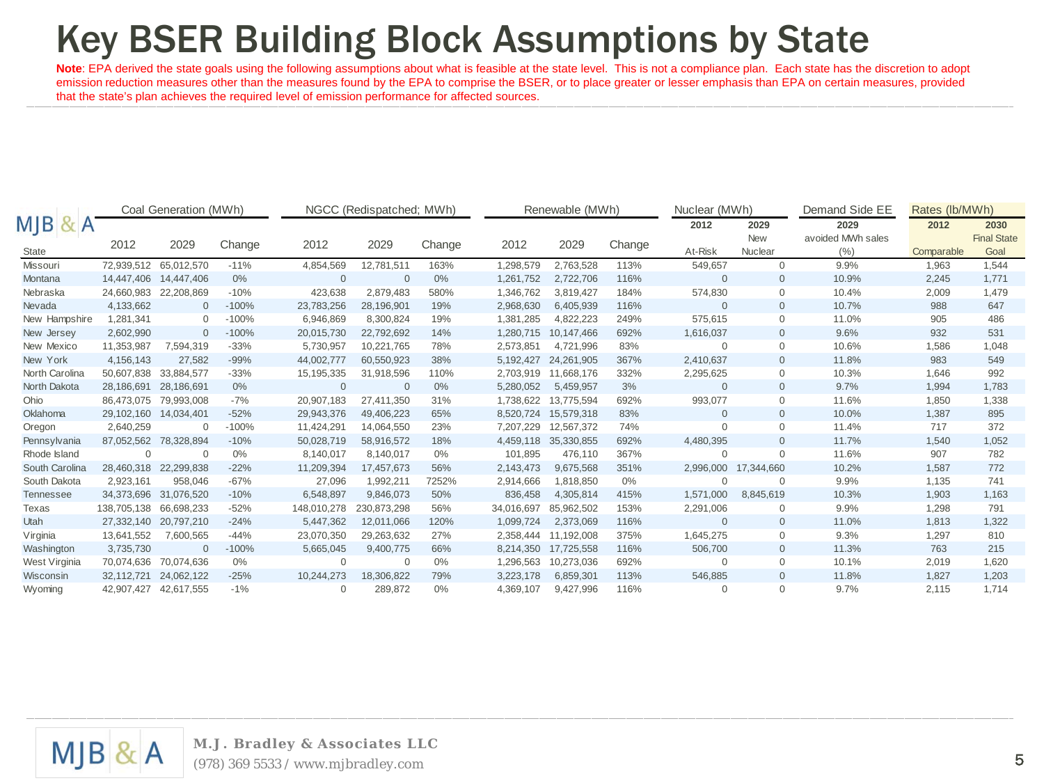# Key BSER Building Block Assumptions by State

**Note**: EPA derived the state goals using the following assumptions about what is feasible at the state level. This is not a compliance plan. Each state has the discretion to adopt emission reduction measures other than the measures found by the EPA to comprise the BSER, or to place greater or lesser emphasis than EPA on certain measures, provided that the state's plan achieves the required level of emission performance for affected sources.

| | Coal Generation (MWh) | | | NGCC (Redispatched; MWh) | | | Renewable (MWh) | | | Nuclear (MWh) | | Demand Side EE | Rates (lb/MWh) | |
|---|---|---|---|---|---|---|---|---|---|---|---|---|---|---|
| State | 2012 | 2029 | Change | 2012 | 2029 | Change | 2012 | 2029 | Change | 2012 At-Risk | 2029 New Nuclear | 2029 avoided MWh sales (%) | 2012 Comparable | 2030 Final State Goal |
| Missouri | 72,939,512 | 65,012,570 | -11% | 4,854,569 | 12,781,511 | 163% | 1,298,579 | 2,763,528 | 113% | 549,657 | 0 | 9.9% | 1,963 | 1,544 |
| Montana | 14,447,406 | 14,447,406 | 0% | 0 | 0 | 0% | 1,261,752 | 2,722,706 | 116% | 0 | 0 | 10.9% | 2,245 | 1,771 |
| Nebraska | 24,660,983 | 22,208,869 | -10% | 423,638 | 2,879,483 | 580% | 1,346,762 | 3,819,427 | 184% | 574,830 | 0 | 10.4% | 2,009 | 1,479 |
| Nevada | 4,133,662 | 0 | -100% | 23,783,256 | 28,196,901 | 19% | 2,968,630 | 6,405,939 | 116% | 0 | 0 | 10.7% | 988 | 647 |
| New Hampshire | 1,281,341 | 0 | -100% | 6,946,869 | 8,300,824 | 19% | 1,381,285 | 4,822,223 | 249% | 575,615 | 0 | 11.0% | 905 | 486 |
| New Jersey | 2,602,990 | 0 | -100% | 20,015,730 | 22,792,692 | 14% | 1,280,715 | 10,147,466 | 692% | 1,616,037 | 0 | 9.6% | 932 | 531 |
| New Mexico | 11,353,987 | 7,594,319 | -33% | 5,730,957 | 10,221,765 | 78% | 2,573,851 | 4,721,996 | 83% | 0 | 0 | 10.6% | 1,586 | 1,048 |
| New York | 4,156,143 | 27,582 | -99% | 44,002,777 | 60,550,923 | 38% | 5,192,427 | 24,261,905 | 367% | 2,410,637 | 0 | 11.8% | 983 | 549 |
| North Carolina | 50,607,838 | 33,884,577 | -33% | 15,195,335 | 31,918,596 | 110% | 2,703,919 | 11,668,176 | 332% | 2,295,625 | 0 | 10.3% | 1,646 | 992 |
| North Dakota | 28,186,691 | 28,186,691 | 0% | 0 | 0 | 0% | 5,280,052 | 5,459,957 | 3% | 0 | 0 | 9.7% | 1,994 | 1,783 |
| Ohio | 86,473,075 | 79,993,008 | -7% | 20,907,183 | 27,411,350 | 31% | 1,738,622 | 13,775,594 | 692% | 993,077 | 0 | 11.6% | 1,850 | 1,338 |
| Oklahoma | 29,102,160 | 14,034,401 | -52% | 29,943,376 | 49,406,223 | 65% | 8,520,724 | 15,579,318 | 83% | 0 | 0 | 10.0% | 1,387 | 895 |
| Oregon | 2,640,259 | 0 | -100% | 11,424,291 | 14,064,550 | 23% | 7,207,229 | 12,567,372 | 74% | 0 | 0 | 11.4% | 717 | 372 |
| Pennsylvania | 87,052,562 | 78,328,894 | -10% | 50,028,719 | 58,916,572 | 18% | 4,459,118 | 35,330,855 | 692% | 4,480,395 | 0 | 11.7% | 1,540 | 1,052 |
| Rhode Island | 0 | 0 | 0% | 8,140,017 | 8,140,017 | 0% | 101,895 | 476,110 | 367% | 0 | 0 | 11.6% | 907 | 782 |
| South Carolina | 28,460,318 | 22,299,838 | -22% | 11,209,394 | 17,457,673 | 56% | 2,143,473 | 9,675,568 | 351% | 2,996,000 | 17,344,660 | 10.2% | 1,587 | 772 |
| South Dakota | 2,923,161 | 958,046 | -67% | 27,096 | 1,992,211 | 7252% | 2,914,666 | 1,818,850 | 0% | 0 | 0 | 9.9% | 1,135 | 741 |
| Tennessee | 34,373,696 | 31,076,520 | -10% | 6,548,897 | 9,846,073 | 50% | 836,458 | 4,305,814 | 415% | 1,571,000 | 8,845,619 | 10.3% | 1,903 | 1,163 |
| Texas | 138,705,138 | 66,698,233 | -52% | 148,010,278 | 230,873,298 | 56% | 34,016,697 | 85,962,502 | 153% | 2,291,006 | 0 | 9.9% | 1,298 | 791 |
| Utah | 27,332,140 | 20,797,210 | -24% | 5,447,362 | 12,011,066 | 120% | 1,099,724 | 2,373,069 | 116% | 0 | 0 | 11.0% | 1,813 | 1,322 |
| Virginia | 13,641,552 | 7,600,565 | -44% | 23,070,350 | 29,263,632 | 27% | 2,358,444 | 11,192,008 | 375% | 1,645,275 | 0 | 9.3% | 1,297 | 810 |
| Washington | 3,735,730 | 0 | -100% | 5,665,045 | 9,400,775 | 66% | 8,214,350 | 17,725,558 | 116% | 506,700 | 0 | 11.3% | 763 | 215 |
| West Virginia | 70,074,636 | 70,074,636 | 0% | 0 | 0 | 0% | 1,296,563 | 10,273,036 | 692% | 0 | 0 | 10.1% | 2,019 | 1,620 |
| Wisconsin | 32,112,721 | 24,062,122 | -25% | 10,244,273 | 18,306,822 | 79% | 3,223,178 | 6,859,301 | 113% | 546,885 | 0 | 11.8% | 1,827 | 1,203 |
| Wyoming | 42,907,427 | 42,617,555 | -1% | 0 | 289,872 | 0% | 4,369,107 | 9,427,996 | 116% | 0 | 0 | 9.7% | 2,115 | 1,714 |

M.J. Bradley & Associates LLC
(978) 369 5533 / www.mjbradley.com